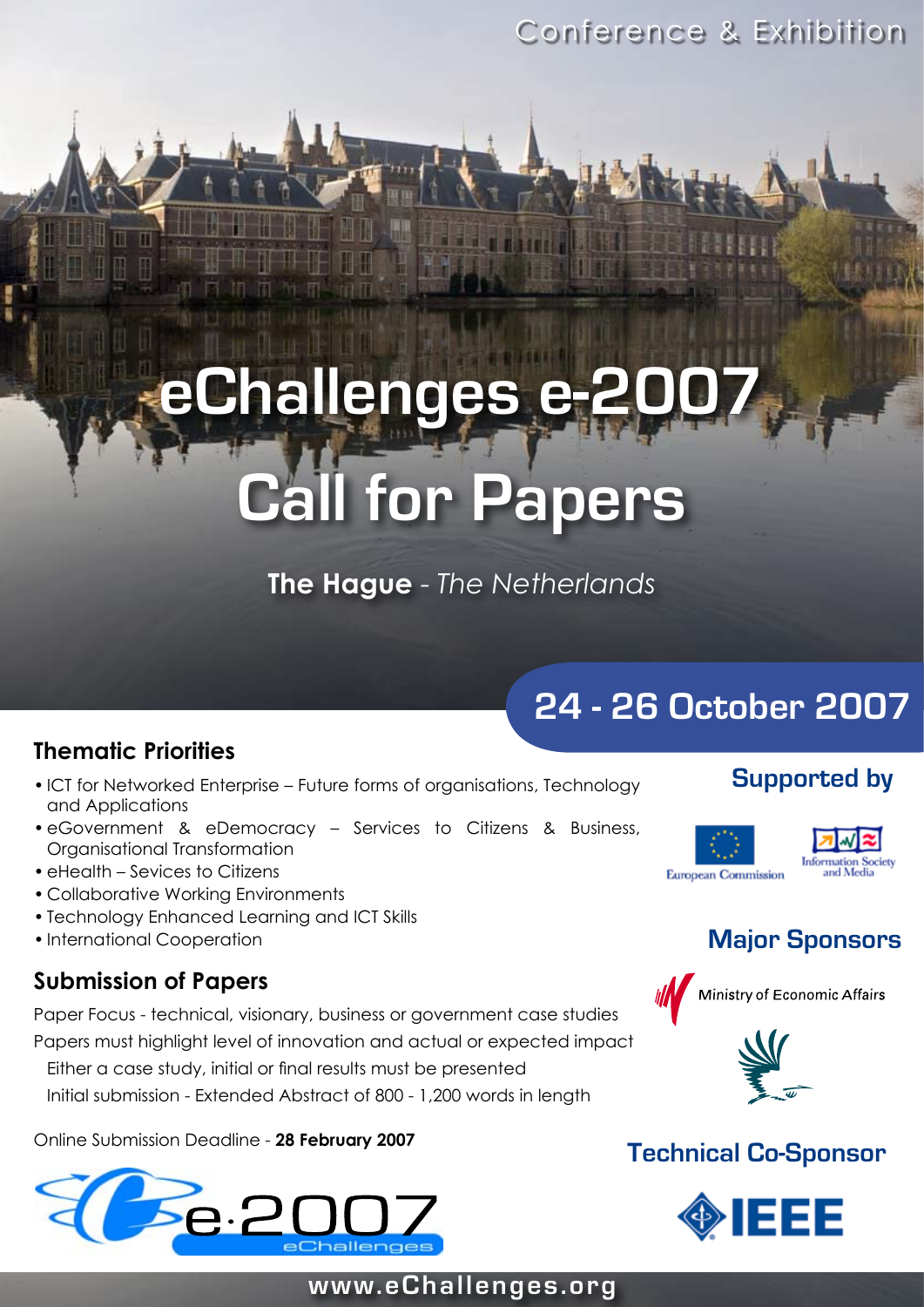Conference & Exhibition

# eChallenges e-2007

# Call for Papers

**The Hague** - *The Netherlands*

## 24 - 26 October 2007

### Thematic Priorities

- ICT for Networked Enterprise – Future forms of organisations, Technology and Applications
- eGovernment & eDemocracy – Services to Citizens & Business, Organisational Transformation
- eHealth – Sevices to Citizens
- Collaborative Working Environments
- Technology Enhanced Learning and ICT Skills
- International Cooperation

### Submission of Papers

Paper Focus - technical, visionary, business or government case studies

Papers must highlight level of innovation and actual or expected impact

Either a case study, initial or final results must be presented

Initial submission - Extended Abstract of 800 - 1,200 words in length

Online Submission Deadline - **28 February 2007**

e-2007 eChallenges

### Supported by

European Commission

Information Society and Media

### Major Sponsors

Ministry of Economic Affairs

### Technical Co-Sponsor

IEEE

www.eChallenges.org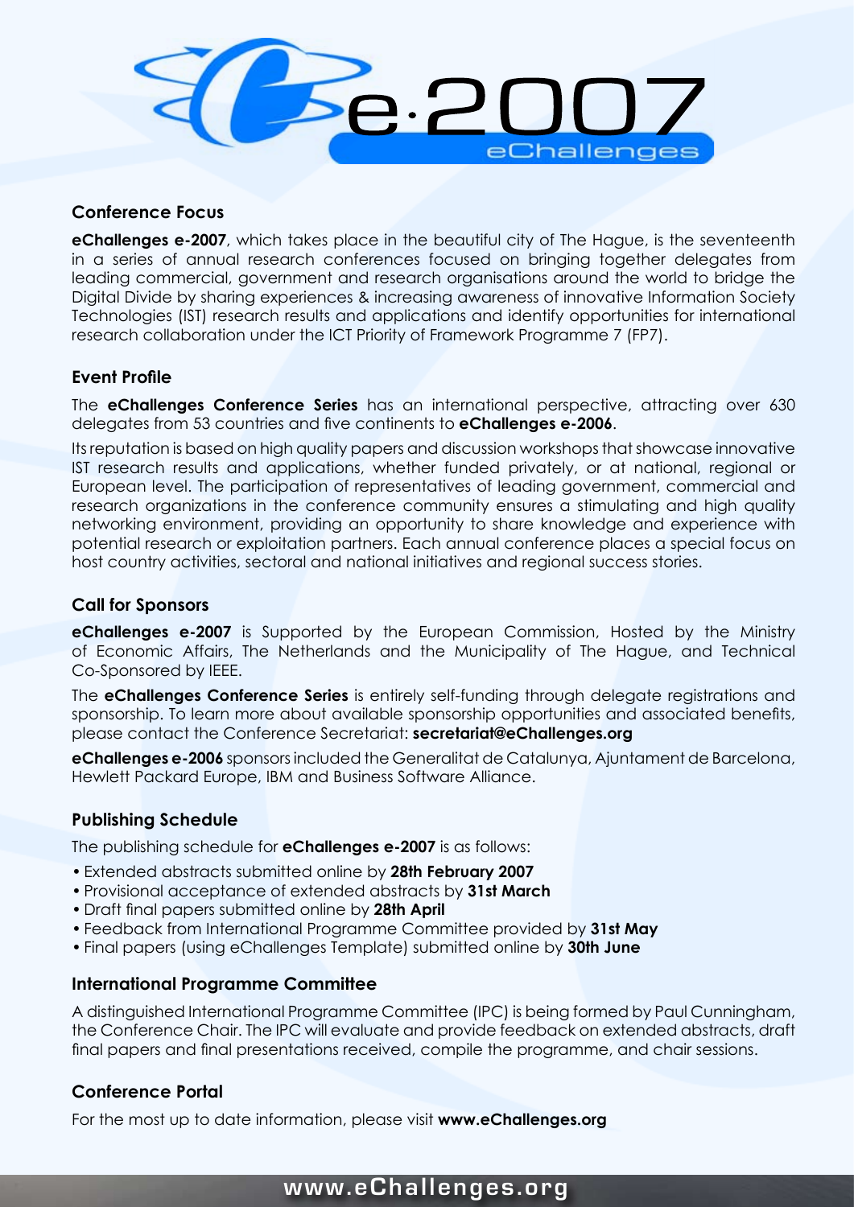e·2007 eChallenges

## Conference Focus

**eChallenges e-2007**, which takes place in the beautiful city of The Hague, is the seventeenth in a series of annual research conferences focused on bringing together delegates from leading commercial, government and research organisations around the world to bridge the Digital Divide by sharing experiences & increasing awareness of innovative Information Society Technologies (IST) research results and applications and identify opportunities for international research collaboration under the ICT Priority of Framework Programme 7 (FP7).

## Event Profile

The **eChallenges Conference Series** has an international perspective, attracting over 630 delegates from 53 countries and five continents to **eChallenges e-2006**.

Its reputation is based on high quality papers and discussion workshops that showcase innovative IST research results and applications, whether funded privately, or at national, regional or European level. The participation of representatives of leading government, commercial and research organizations in the conference community ensures a stimulating and high quality networking environment, providing an opportunity to share knowledge and experience with potential research or exploitation partners. Each annual conference places a special focus on host country activities, sectoral and national initiatives and regional success stories.

## Call for Sponsors

**eChallenges e-2007** is Supported by the European Commission, Hosted by the Ministry of Economic Affairs, The Netherlands and the Municipality of The Hague, and Technical Co-Sponsored by IEEE.

The **eChallenges Conference Series** is entirely self-funding through delegate registrations and sponsorship. To learn more about available sponsorship opportunities and associated benefits, please contact the Conference Secretariat: **secretariat@eChallenges.org**

**eChallenges e-2006** sponsors included the Generalitat de Catalunya, Ajuntament de Barcelona, Hewlett Packard Europe, IBM and Business Software Alliance.

## Publishing Schedule

The publishing schedule for **eChallenges e-2007** is as follows:

- Extended abstracts submitted online by **28th February 2007**
- Provisional acceptance of extended abstracts by **31st March**
- Draft final papers submitted online by **28th April**
- Feedback from International Programme Committee provided by **31st May**
- Final papers (using eChallenges Template) submitted online by **30th June**

## International Programme Committee

A distinguished International Programme Committee (IPC) is being formed by Paul Cunningham, the Conference Chair. The IPC will evaluate and provide feedback on extended abstracts, draft final papers and final presentations received, compile the programme, and chair sessions.

## Conference Portal

For the most up to date information, please visit **www.eChallenges.org**

**www.eChallenges.org**